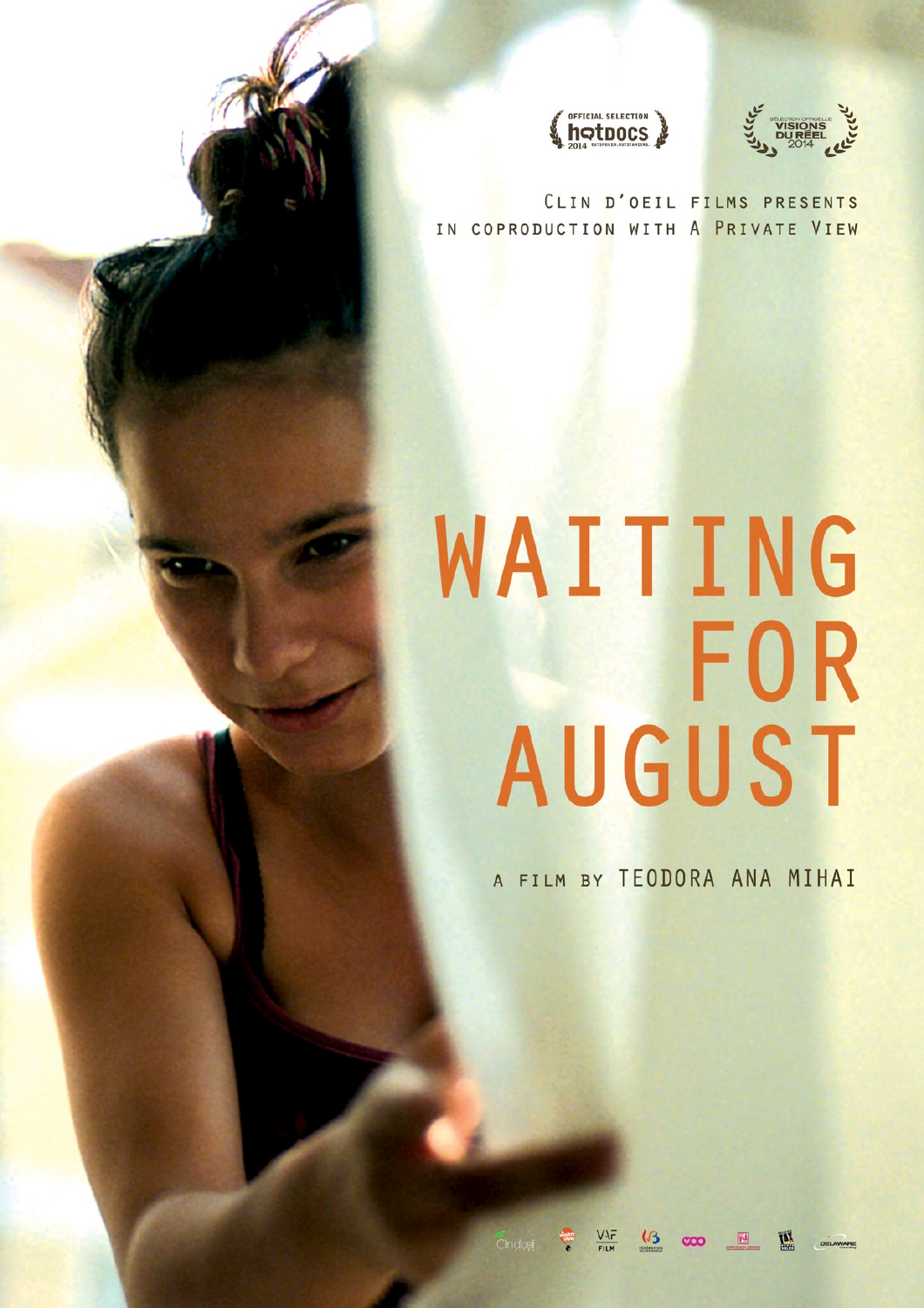OFFICIAL SELECTION hotdocs 2014

SÉLECTION OFFICIELLE VISIONS DU RÉEL 2014

CLIN D'OEIL FILMS PRESENTS
IN COPRODUCTION WITH A PRIVATE VIEW

# WAITING FOR AUGUST

A FILM BY TEODORA ANA MIHAI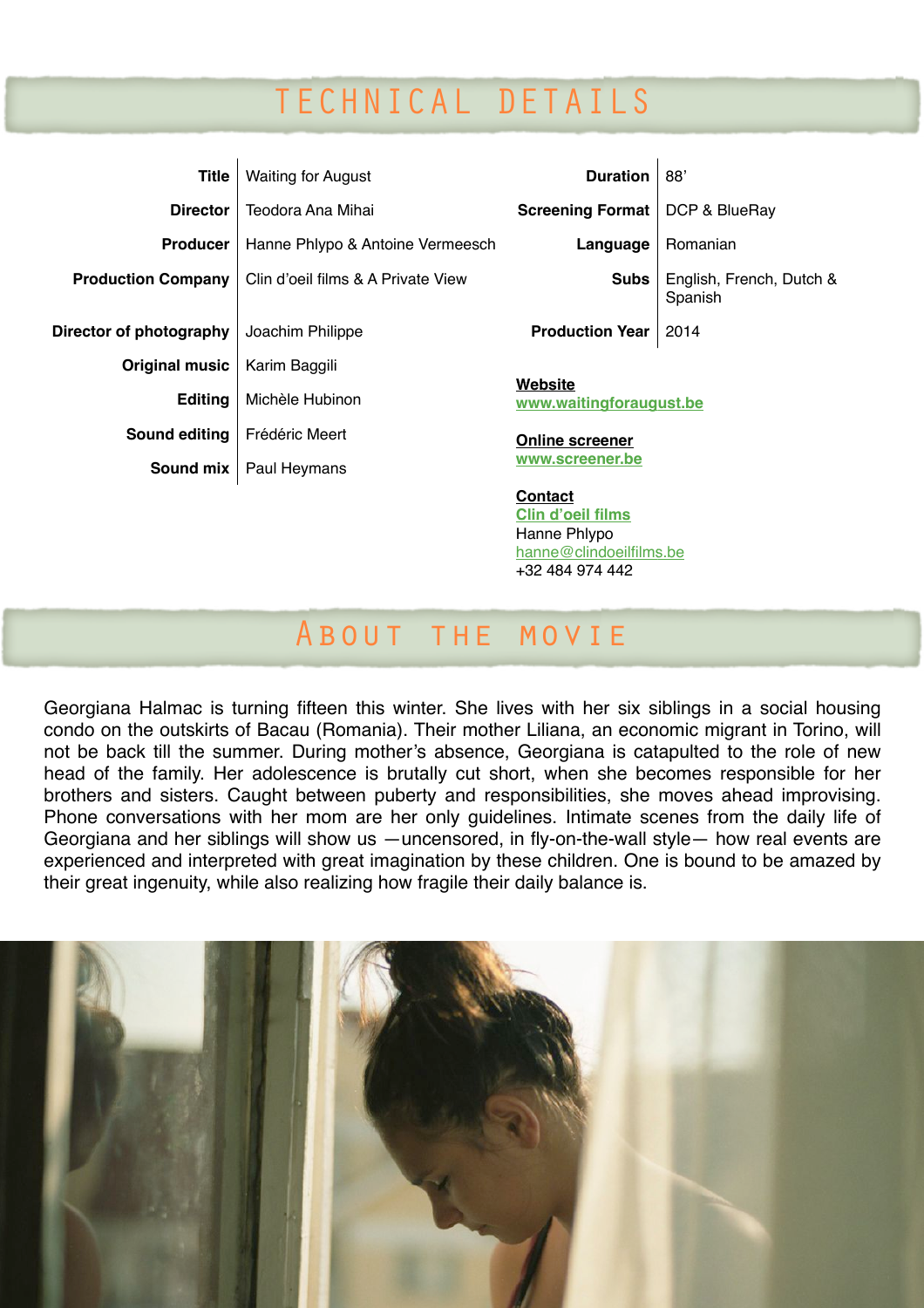# TECHNICAL DETAILS

| | |
|---|---|
| **Title** | Waiting for August |
| **Director** | Teodora Ana Mihai |
| **Producer** | Hanne Phlypo & Antoine Vermeesch |
| **Production Company** | Clin d'oeil films & A Private View |
| **Director of photography** | Joachim Philippe |
| **Original music** | Karim Baggili |
| **Editing** | Michèle Hubinon |
| **Sound editing** | Frédéric Meert |
| **Sound mix** | Paul Heymans |

| | |
|---|---|
| **Duration** | 88' |
| **Screening Format** | DCP & BlueRay |
| **Language** | Romanian |
| **Subs** | English, French, Dutch & Spanish |
| **Production Year** | 2014 |

**Website**
**www.waitingforaugust.be**

**Online screener**
**www.screener.be**

**Contact**
**Clin d'oeil films**
Hanne Phlypo
hanne@clindoeilfilms.be
+32 484 974 442

# About the movie

Georgiana Halmac is turning fifteen this winter. She lives with her six siblings in a social housing condo on the outskirts of Bacau (Romania). Their mother Liliana, an economic migrant in Torino, will not be back till the summer. During mother's absence, Georgiana is catapulted to the role of new head of the family. Her adolescence is brutally cut short, when she becomes responsible for her brothers and sisters. Caught between puberty and responsibilities, she moves ahead improvising. Phone conversations with her mom are her only guidelines. Intimate scenes from the daily life of Georgiana and her siblings will show us —uncensored, in fly-on-the-wall style— how real events are experienced and interpreted with great imagination by these children. One is bound to be amazed by their great ingenuity, while also realizing how fragile their daily balance is.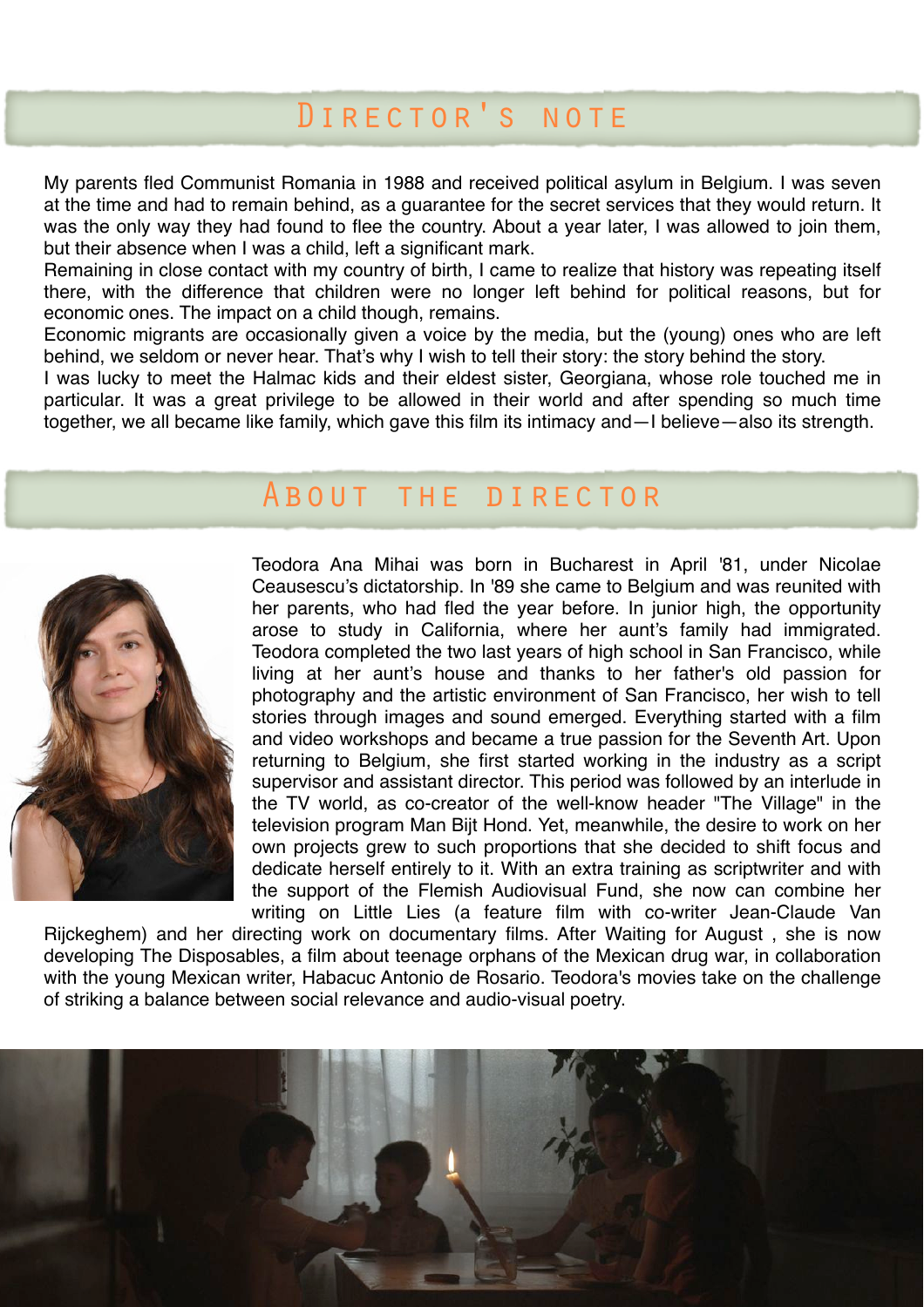# Director's note

My parents fled Communist Romania in 1988 and received political asylum in Belgium. I was seven at the time and had to remain behind, as a guarantee for the secret services that they would return. It was the only way they had found to flee the country. About a year later, I was allowed to join them, but their absence when I was a child, left a significant mark.

Remaining in close contact with my country of birth, I came to realize that history was repeating itself there, with the difference that children were no longer left behind for political reasons, but for economic ones. The impact on a child though, remains.

Economic migrants are occasionally given a voice by the media, but the (young) ones who are left behind, we seldom or never hear. That's why I wish to tell their story: the story behind the story.

I was lucky to meet the Halmac kids and their eldest sister, Georgiana, whose role touched me in particular. It was a great privilege to be allowed in their world and after spending so much time together, we all became like family, which gave this film its intimacy and—I believe—also its strength.

# About the director

Teodora Ana Mihai was born in Bucharest in April '81, under Nicolae Ceausescu's dictatorship. In '89 she came to Belgium and was reunited with her parents, who had fled the year before. In junior high, the opportunity arose to study in California, where her aunt's family had immigrated. Teodora completed the two last years of high school in San Francisco, while living at her aunt's house and thanks to her father's old passion for photography and the artistic environment of San Francisco, her wish to tell stories through images and sound emerged. Everything started with a film and video workshops and became a true passion for the Seventh Art. Upon returning to Belgium, she first started working in the industry as a script supervisor and assistant director. This period was followed by an interlude in the TV world, as co-creator of the well-know header "The Village" in the television program Man Bijt Hond. Yet, meanwhile, the desire to work on her own projects grew to such proportions that she decided to shift focus and dedicate herself entirely to it. With an extra training as scriptwriter and with the support of the Flemish Audiovisual Fund, she now can combine her writing on Little Lies (a feature film with co-writer Jean-Claude Van Rijckeghem) and her directing work on documentary films. After Waiting for August , she is now developing The Disposables, a film about teenage orphans of the Mexican drug war, in collaboration with the young Mexican writer, Habacuc Antonio de Rosario. Teodora's movies take on the challenge of striking a balance between social relevance and audio-visual poetry.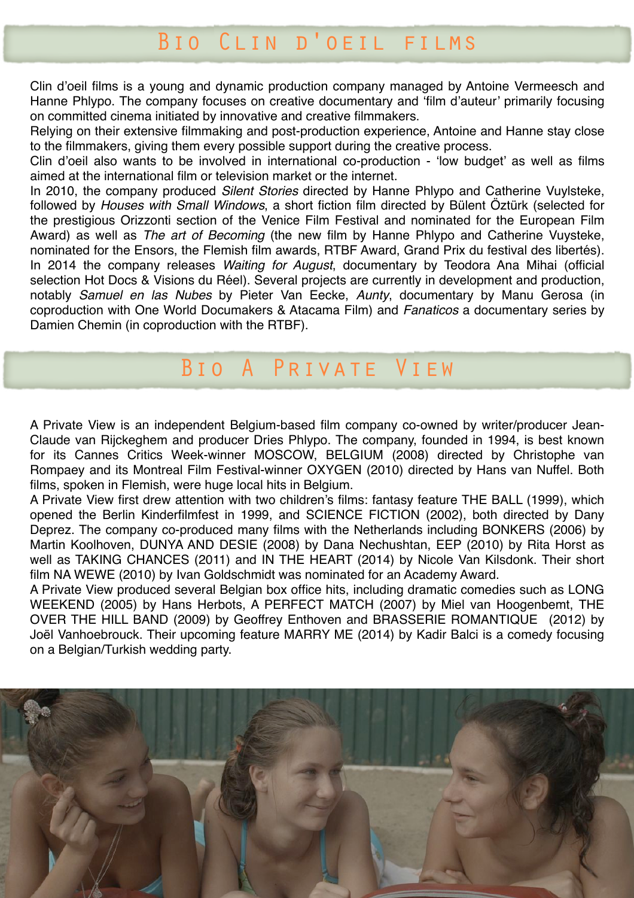# Bio Clin d'oeil films

Clin d'oeil films is a young and dynamic production company managed by Antoine Vermeesch and Hanne Phlypo. The company focuses on creative documentary and 'film d'auteur' primarily focusing on committed cinema initiated by innovative and creative filmmakers.
Relying on their extensive filmmaking and post-production experience, Antoine and Hanne stay close to the filmmakers, giving them every possible support during the creative process.
Clin d'oeil also wants to be involved in international co-production - 'low budget' as well as films aimed at the international film or television market or the internet.
In 2010, the company produced *Silent Stories* directed by Hanne Phlypo and Catherine Vuylsteke, followed by *Houses with Small Windows*, a short fiction film directed by Bülent Öztürk (selected for the prestigious Orizzonti section of the Venice Film Festival and nominated for the European Film Award) as well as *The art of Becoming* (the new film by Hanne Phlypo and Catherine Vuysteke, nominated for the Ensors, the Flemish film awards, RTBF Award, Grand Prix du festival des libertés). In 2014 the company releases *Waiting for August*, documentary by Teodora Ana Mihai (official selection Hot Docs & Visions du Réel). Several projects are currently in development and production, notably *Samuel en las Nubes* by Pieter Van Eecke, *Aunty*, documentary by Manu Gerosa (in coproduction with One World Documakers & Atacama Film) and *Fanaticos* a documentary series by Damien Chemin (in coproduction with the RTBF).

# Bio A Private View

A Private View is an independent Belgium-based film company co-owned by writer/producer Jean-Claude van Rijckeghem and producer Dries Phlypo. The company, founded in 1994, is best known for its Cannes Critics Week-winner MOSCOW, BELGIUM (2008) directed by Christophe van Rompaey and its Montreal Film Festival-winner OXYGEN (2010) directed by Hans van Nuffel. Both films, spoken in Flemish, were huge local hits in Belgium.
A Private View first drew attention with two children's films: fantasy feature THE BALL (1999), which opened the Berlin Kinderfilmfest in 1999, and SCIENCE FICTION (2002), both directed by Dany Deprez. The company co-produced many films with the Netherlands including BONKERS (2006) by Martin Koolhoven, DUNYA AND DESIE (2008) by Dana Nechushtan, EEP (2010) by Rita Horst as well as TAKING CHANCES (2011) and IN THE HEART (2014) by Nicole Van Kilsdonk. Their short film NA WEWE (2010) by Ivan Goldschmidt was nominated for an Academy Award.
A Private View produced several Belgian box office hits, including dramatic comedies such as LONG WEEKEND (2005) by Hans Herbots, A PERFECT MATCH (2007) by Miel van Hoogenbemt, THE OVER THE HILL BAND (2009) by Geoffrey Enthoven and BRASSERIE ROMANTIQUE (2012) by Joël Vanhoebrouck. Their upcoming feature MARRY ME (2014) by Kadir Balci is a comedy focusing on a Belgian/Turkish wedding party.